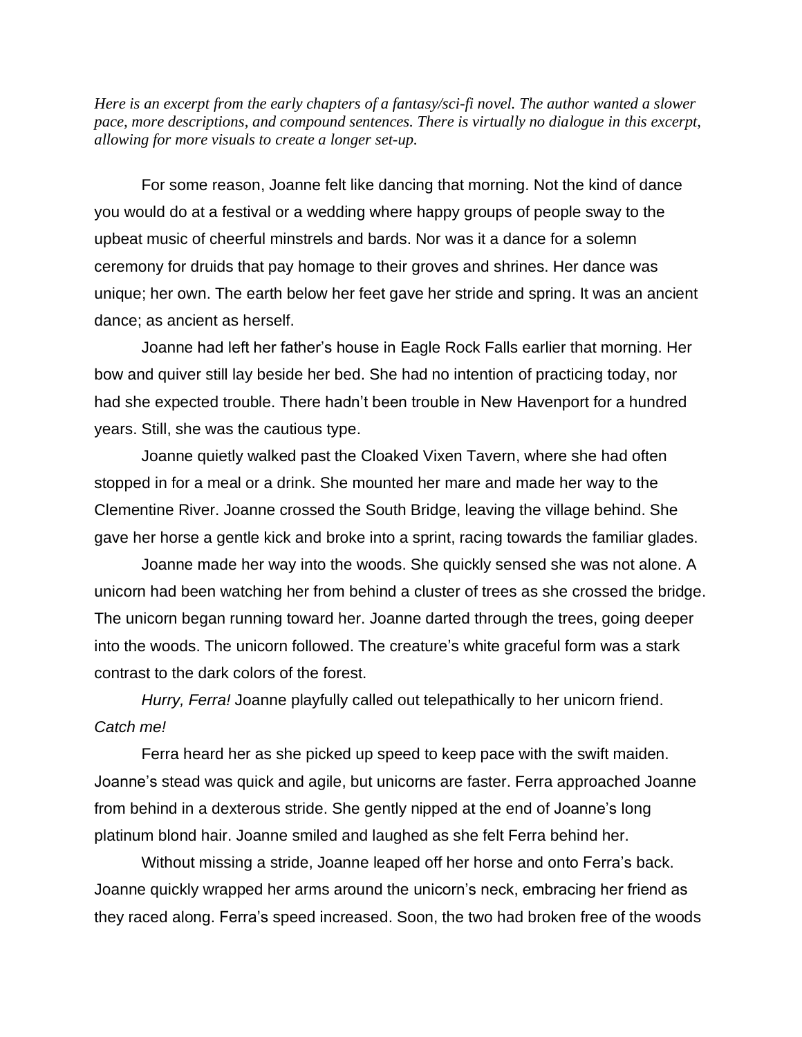*Here is an excerpt from the early chapters of a fantasy/sci-fi novel. The author wanted a slower pace, more descriptions, and compound sentences. There is virtually no dialogue in this excerpt, allowing for more visuals to create a longer set-up.*

For some reason, Joanne felt like dancing that morning. Not the kind of dance you would do at a festival or a wedding where happy groups of people sway to the upbeat music of cheerful minstrels and bards. Nor was it a dance for a solemn ceremony for druids that pay homage to their groves and shrines. Her dance was unique; her own. The earth below her feet gave her stride and spring. It was an ancient dance; as ancient as herself.

Joanne had left her father's house in Eagle Rock Falls earlier that morning. Her bow and quiver still lay beside her bed. She had no intention of practicing today, nor had she expected trouble. There hadn't been trouble in New Havenport for a hundred years. Still, she was the cautious type.

Joanne quietly walked past the Cloaked Vixen Tavern, where she had often stopped in for a meal or a drink. She mounted her mare and made her way to the Clementine River. Joanne crossed the South Bridge, leaving the village behind. She gave her horse a gentle kick and broke into a sprint, racing towards the familiar glades.

Joanne made her way into the woods. She quickly sensed she was not alone. A unicorn had been watching her from behind a cluster of trees as she crossed the bridge. The unicorn began running toward her. Joanne darted through the trees, going deeper into the woods. The unicorn followed. The creature's white graceful form was a stark contrast to the dark colors of the forest.

*Hurry, Ferra!* Joanne playfully called out telepathically to her unicorn friend. *Catch me!*

Ferra heard her as she picked up speed to keep pace with the swift maiden. Joanne's stead was quick and agile, but unicorns are faster. Ferra approached Joanne from behind in a dexterous stride. She gently nipped at the end of Joanne's long platinum blond hair. Joanne smiled and laughed as she felt Ferra behind her.

Without missing a stride, Joanne leaped off her horse and onto Ferra's back. Joanne quickly wrapped her arms around the unicorn's neck, embracing her friend as they raced along. Ferra's speed increased. Soon, the two had broken free of the woods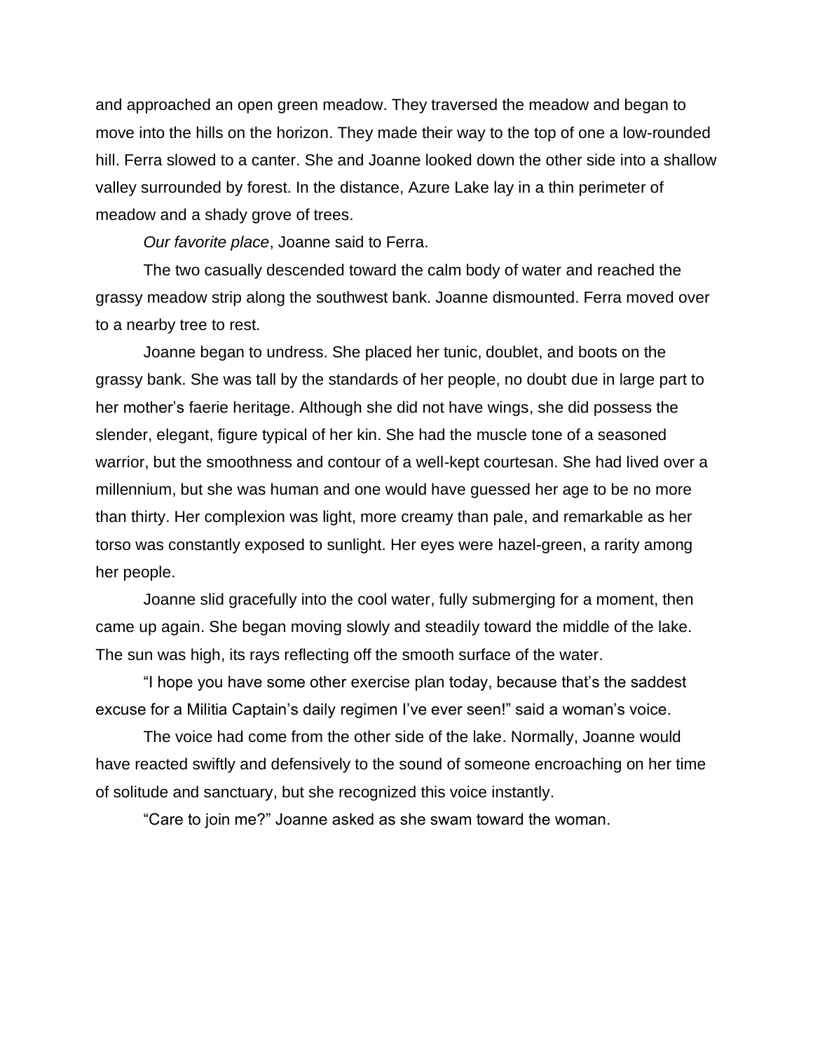and approached an open green meadow. They traversed the meadow and began to move into the hills on the horizon. They made their way to the top of one a low-rounded hill. Ferra slowed to a canter. She and Joanne looked down the other side into a shallow valley surrounded by forest. In the distance, Azure Lake lay in a thin perimeter of meadow and a shady grove of trees.

*Our favorite place*, Joanne said to Ferra.

The two casually descended toward the calm body of water and reached the grassy meadow strip along the southwest bank. Joanne dismounted. Ferra moved over to a nearby tree to rest.

Joanne began to undress. She placed her tunic, doublet, and boots on the grassy bank. She was tall by the standards of her people, no doubt due in large part to her mother's faerie heritage. Although she did not have wings, she did possess the slender, elegant, figure typical of her kin. She had the muscle tone of a seasoned warrior, but the smoothness and contour of a well-kept courtesan. She had lived over a millennium, but she was human and one would have guessed her age to be no more than thirty. Her complexion was light, more creamy than pale, and remarkable as her torso was constantly exposed to sunlight. Her eyes were hazel-green, a rarity among her people.

Joanne slid gracefully into the cool water, fully submerging for a moment, then came up again. She began moving slowly and steadily toward the middle of the lake. The sun was high, its rays reflecting off the smooth surface of the water.

"I hope you have some other exercise plan today, because that's the saddest excuse for a Militia Captain's daily regimen I've ever seen!" said a woman's voice.

The voice had come from the other side of the lake. Normally, Joanne would have reacted swiftly and defensively to the sound of someone encroaching on her time of solitude and sanctuary, but she recognized this voice instantly.

"Care to join me?" Joanne asked as she swam toward the woman.